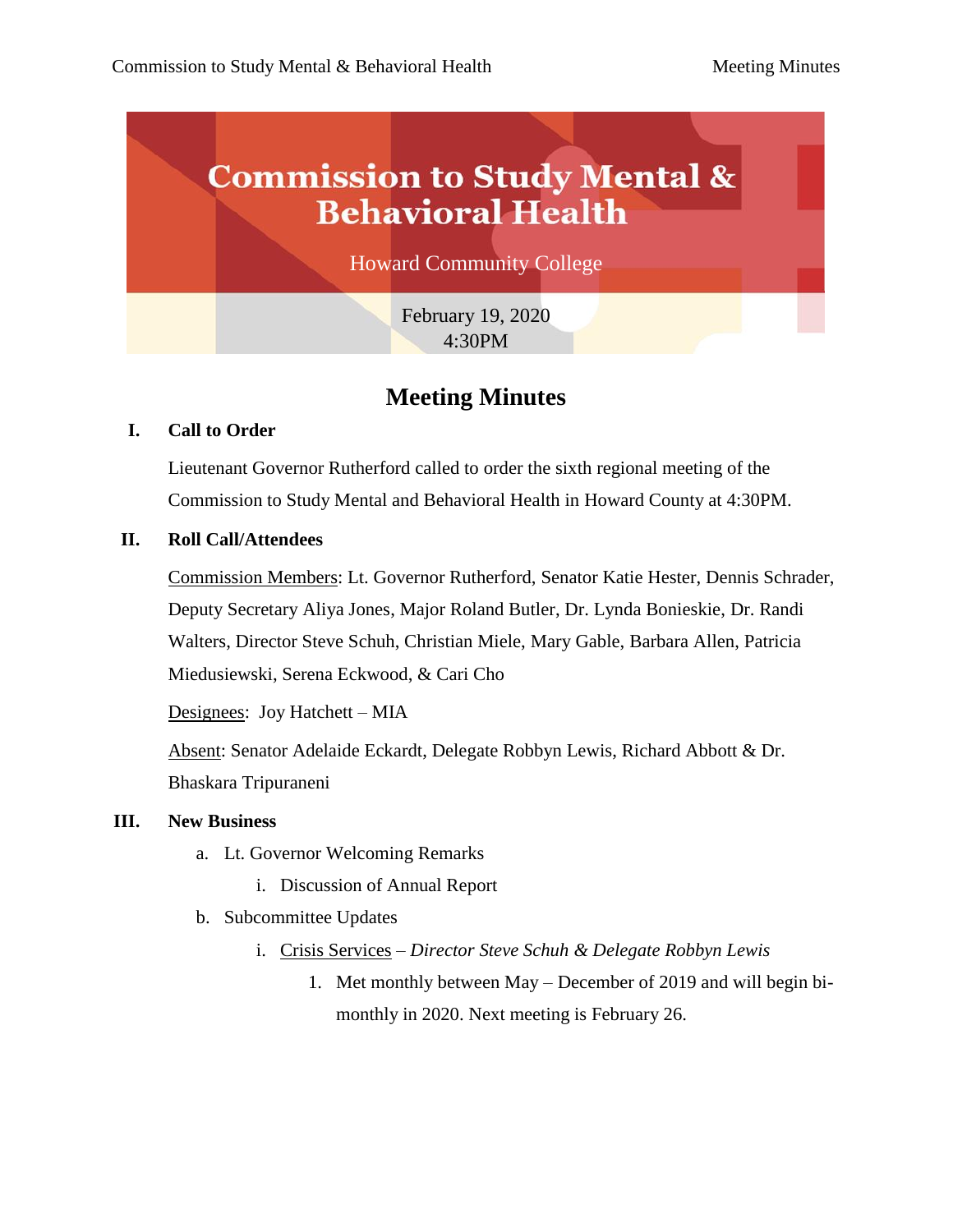# Commission to Study Mental & Behavioral Health

Howard Community College

February 19, 2020
4:30PM

## Meeting Minutes

### I. Call to Order

Lieutenant Governor Rutherford called to order the sixth regional meeting of the Commission to Study Mental and Behavioral Health in Howard County at 4:30PM.

### II. Roll Call/Attendees

Commission Members: Lt. Governor Rutherford, Senator Katie Hester, Dennis Schrader, Deputy Secretary Aliya Jones, Major Roland Butler, Dr. Lynda Bonieskie, Dr. Randi Walters, Director Steve Schuh, Christian Miele, Mary Gable, Barbara Allen, Patricia Miedusiewski, Serena Eckwood, & Cari Cho

Designees: Joy Hatchett – MIA

Absent: Senator Adelaide Eckardt, Delegate Robbyn Lewis, Richard Abbott & Dr. Bhaskara Tripuraneni

### III. New Business

a. Lt. Governor Welcoming Remarks
   i. Discussion of Annual Report
b. Subcommittee Updates
   i. Crisis Services – *Director Steve Schuh & Delegate Robbyn Lewis*
      1. Met monthly between May – December of 2019 and will begin bi-monthly in 2020. Next meeting is February 26.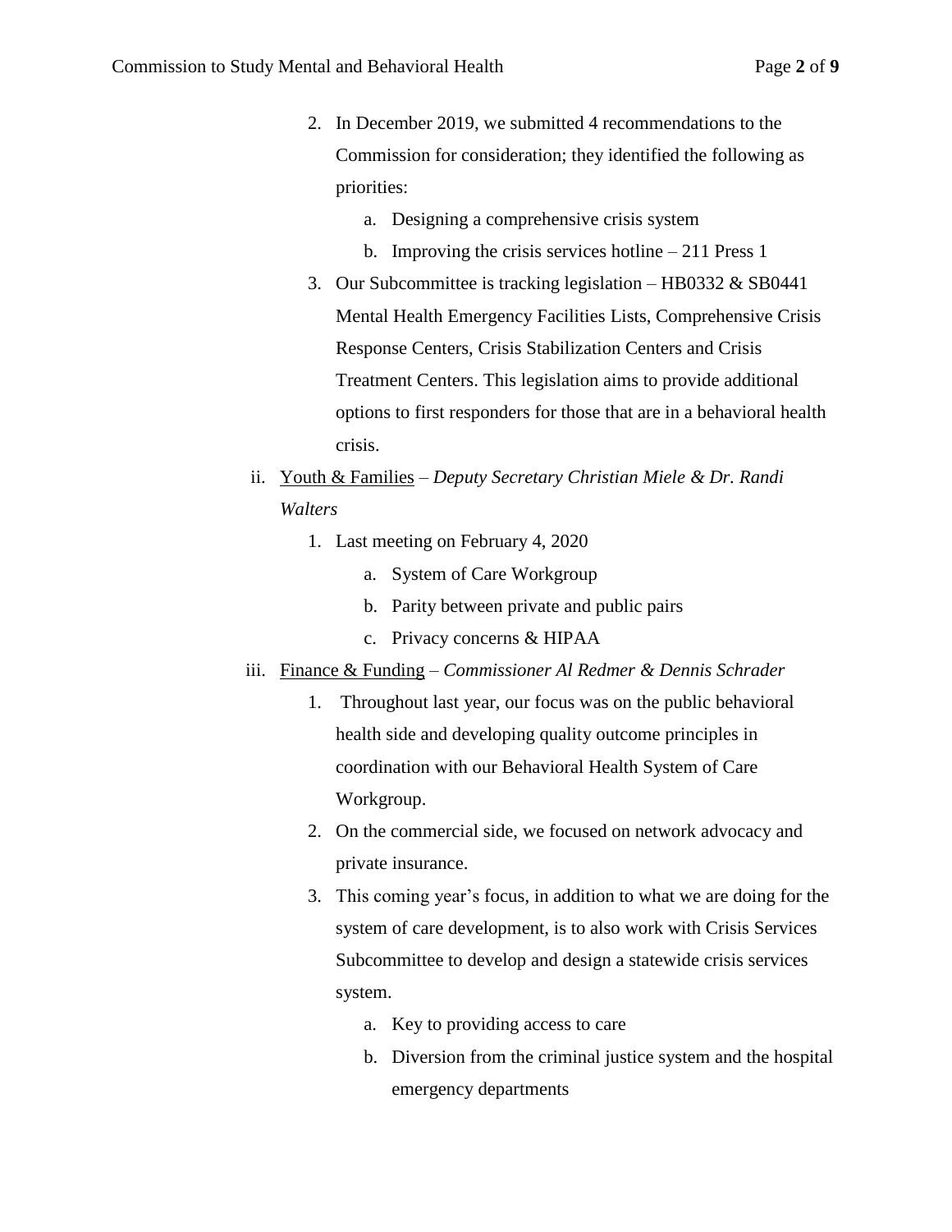2. In December 2019, we submitted 4 recommendations to the Commission for consideration; they identified the following as priorities:
    a. Designing a comprehensive crisis system
    b. Improving the crisis services hotline – 211 Press 1
3. Our Subcommittee is tracking legislation – HB0332 & SB0441 Mental Health Emergency Facilities Lists, Comprehensive Crisis Response Centers, Crisis Stabilization Centers and Crisis Treatment Centers. This legislation aims to provide additional options to first responders for those that are in a behavioral health crisis.

ii. <u>Youth & Families</u> – *Deputy Secretary Christian Miele & Dr. Randi Walters*

1. Last meeting on February 4, 2020
    a. System of Care Workgroup
    b. Parity between private and public pairs
    c. Privacy concerns & HIPAA

iii. <u>Finance & Funding</u> – *Commissioner Al Redmer & Dennis Schrader*

1. Throughout last year, our focus was on the public behavioral health side and developing quality outcome principles in coordination with our Behavioral Health System of Care Workgroup.
2. On the commercial side, we focused on network advocacy and private insurance.
3. This coming year's focus, in addition to what we are doing for the system of care development, is to also work with Crisis Services Subcommittee to develop and design a statewide crisis services system.
    a. Key to providing access to care
    b. Diversion from the criminal justice system and the hospital emergency departments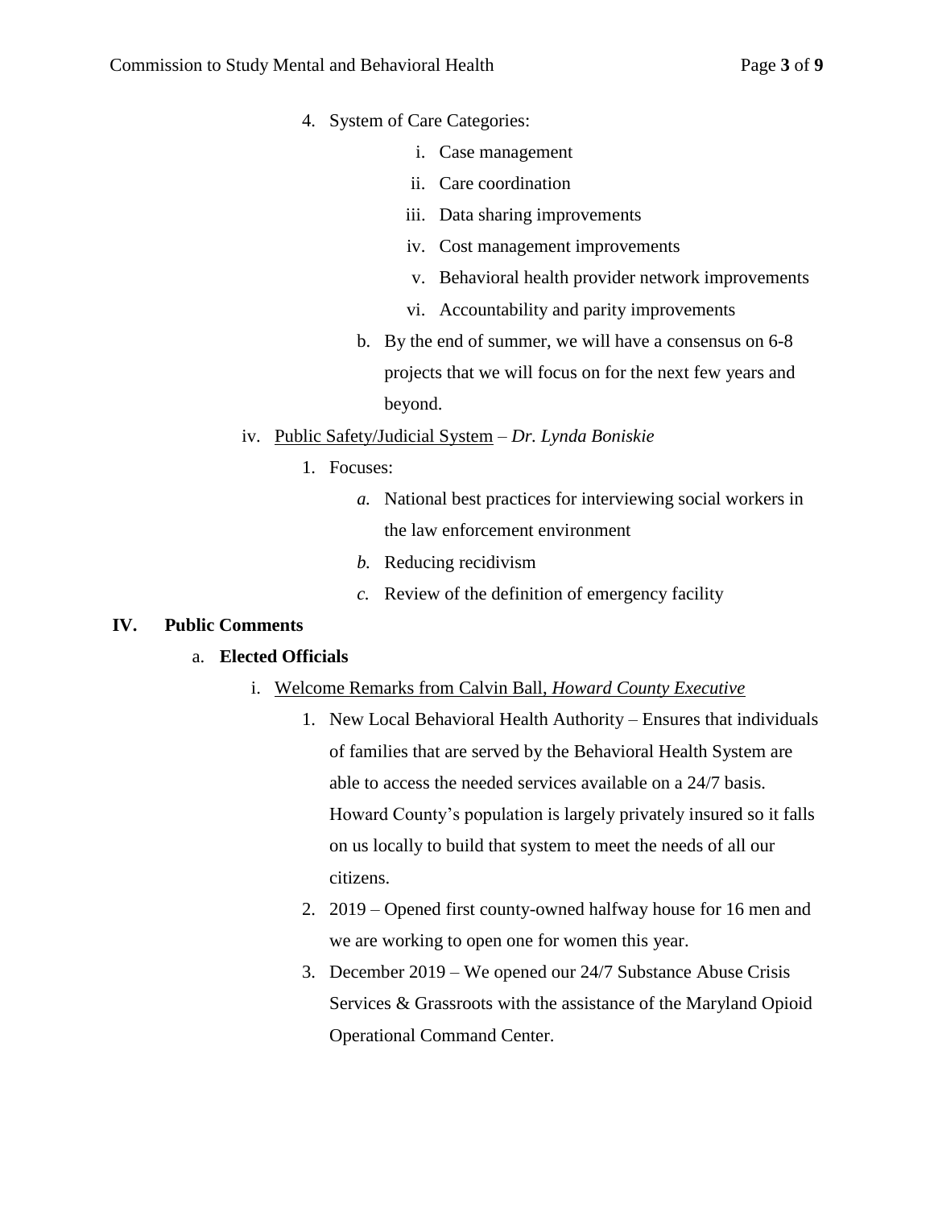4. System of Care Categories:
    i. Case management
    ii. Care coordination
    iii. Data sharing improvements
    iv. Cost management improvements
    v. Behavioral health provider network improvements
    vi. Accountability and parity improvements

b. By the end of summer, we will have a consensus on 6-8 projects that we will focus on for the next few years and beyond.

iv. <u>Public Safety/Judicial System</u> – *Dr. Lynda Boniskie*

1. Focuses:
    *a.* National best practices for interviewing social workers in the law enforcement environment
    *b.* Reducing recidivism
    *c.* Review of the definition of emergency facility

## IV. Public Comments

a. **Elected Officials**

i. <u>Welcome Remarks from Calvin Ball, *Howard County Executive*</u>

1. New Local Behavioral Health Authority – Ensures that individuals of families that are served by the Behavioral Health System are able to access the needed services available on a 24/7 basis. Howard County's population is largely privately insured so it falls on us locally to build that system to meet the needs of all our citizens.
2. 2019 – Opened first county-owned halfway house for 16 men and we are working to open one for women this year.
3. December 2019 – We opened our 24/7 Substance Abuse Crisis Services & Grassroots with the assistance of the Maryland Opioid Operational Command Center.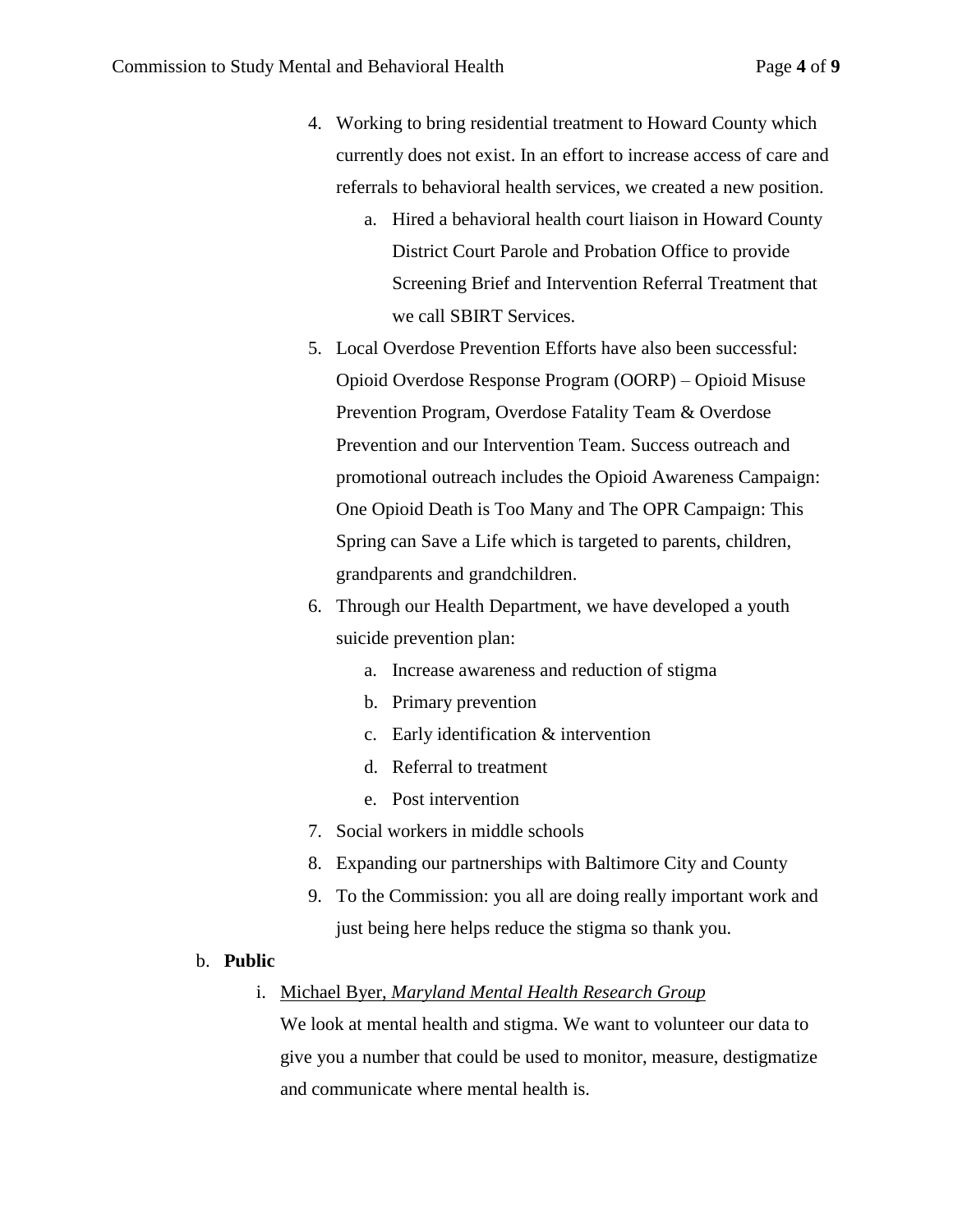4. Working to bring residential treatment to Howard County which currently does not exist. In an effort to increase access of care and referrals to behavioral health services, we created a new position.
    a. Hired a behavioral health court liaison in Howard County District Court Parole and Probation Office to provide Screening Brief and Intervention Referral Treatment that we call SBIRT Services.
5. Local Overdose Prevention Efforts have also been successful: Opioid Overdose Response Program (OORP) – Opioid Misuse Prevention Program, Overdose Fatality Team & Overdose Prevention and our Intervention Team. Success outreach and promotional outreach includes the Opioid Awareness Campaign: One Opioid Death is Too Many and The OPR Campaign: This Spring can Save a Life which is targeted to parents, children, grandparents and grandchildren.
6. Through our Health Department, we have developed a youth suicide prevention plan:
    a. Increase awareness and reduction of stigma
    b. Primary prevention
    c. Early identification & intervention
    d. Referral to treatment
    e. Post intervention
7. Social workers in middle schools
8. Expanding our partnerships with Baltimore City and County
9. To the Commission: you all are doing really important work and just being here helps reduce the stigma so thank you.

b. **Public**

i. Michael Byer, *Maryland Mental Health Research Group*

We look at mental health and stigma. We want to volunteer our data to give you a number that could be used to monitor, measure, destigmatize and communicate where mental health is.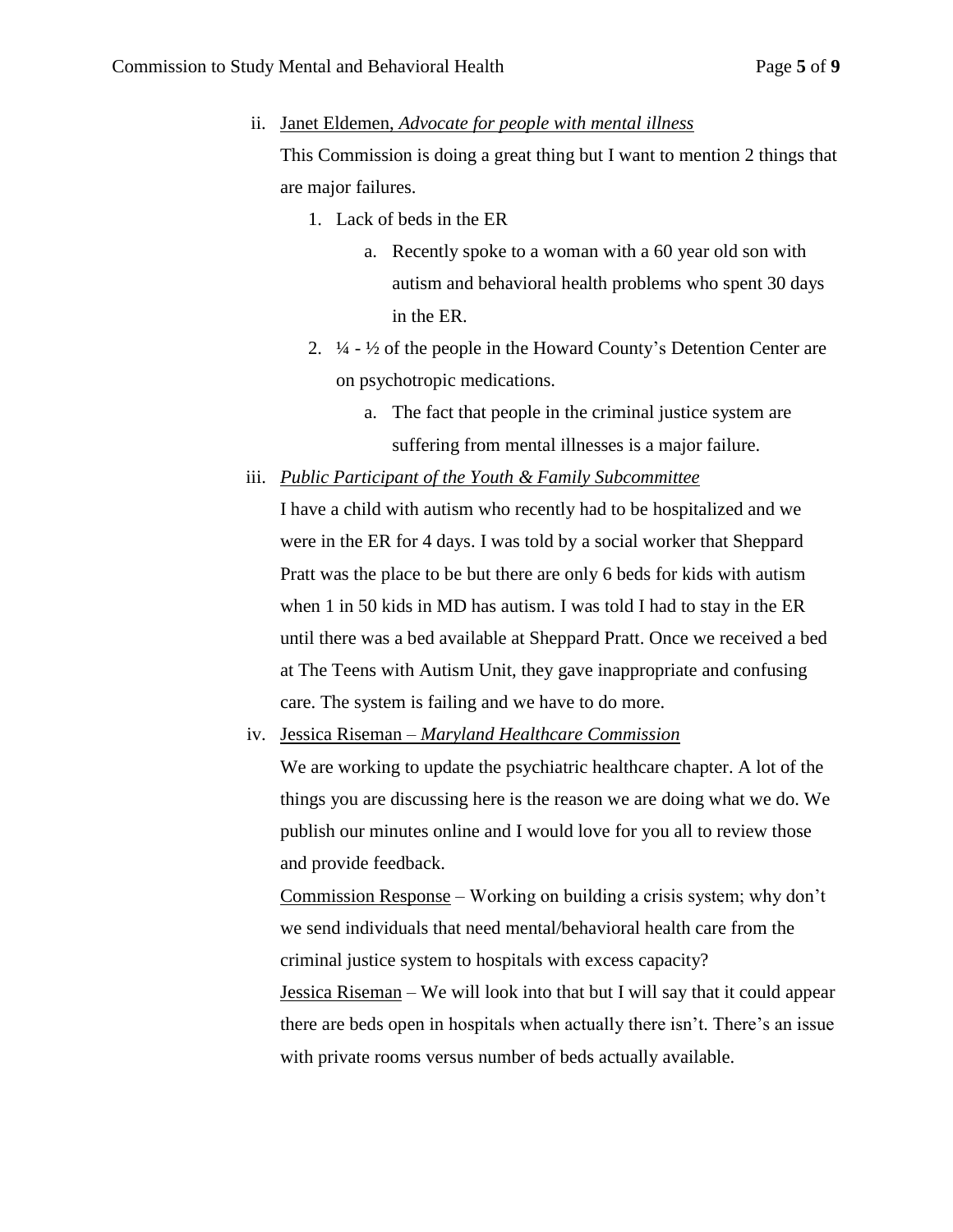ii. <u>Janet Eldemen, *Advocate for people with mental illness*</u>

This Commission is doing a great thing but I want to mention 2 things that are major failures.

1. Lack of beds in the ER
    a. Recently spoke to a woman with a 60 year old son with autism and behavioral health problems who spent 30 days in the ER.
2. ¼ - ½ of the people in the Howard County's Detention Center are on psychotropic medications.
    a. The fact that people in the criminal justice system are suffering from mental illnesses is a major failure.

iii. <u>*Public Participant of the Youth & Family Subcommittee*</u>

I have a child with autism who recently had to be hospitalized and we were in the ER for 4 days. I was told by a social worker that Sheppard Pratt was the place to be but there are only 6 beds for kids with autism when 1 in 50 kids in MD has autism. I was told I had to stay in the ER until there was a bed available at Sheppard Pratt. Once we received a bed at The Teens with Autism Unit, they gave inappropriate and confusing care. The system is failing and we have to do more.

iv. <u>Jessica Riseman – *Maryland Healthcare Commission*</u>

We are working to update the psychiatric healthcare chapter. A lot of the things you are discussing here is the reason we are doing what we do. We publish our minutes online and I would love for you all to review those and provide feedback.

<u>Commission Response</u> – Working on building a crisis system; why don't we send individuals that need mental/behavioral health care from the criminal justice system to hospitals with excess capacity?

<u>Jessica Riseman</u> – We will look into that but I will say that it could appear there are beds open in hospitals when actually there isn't. There's an issue with private rooms versus number of beds actually available.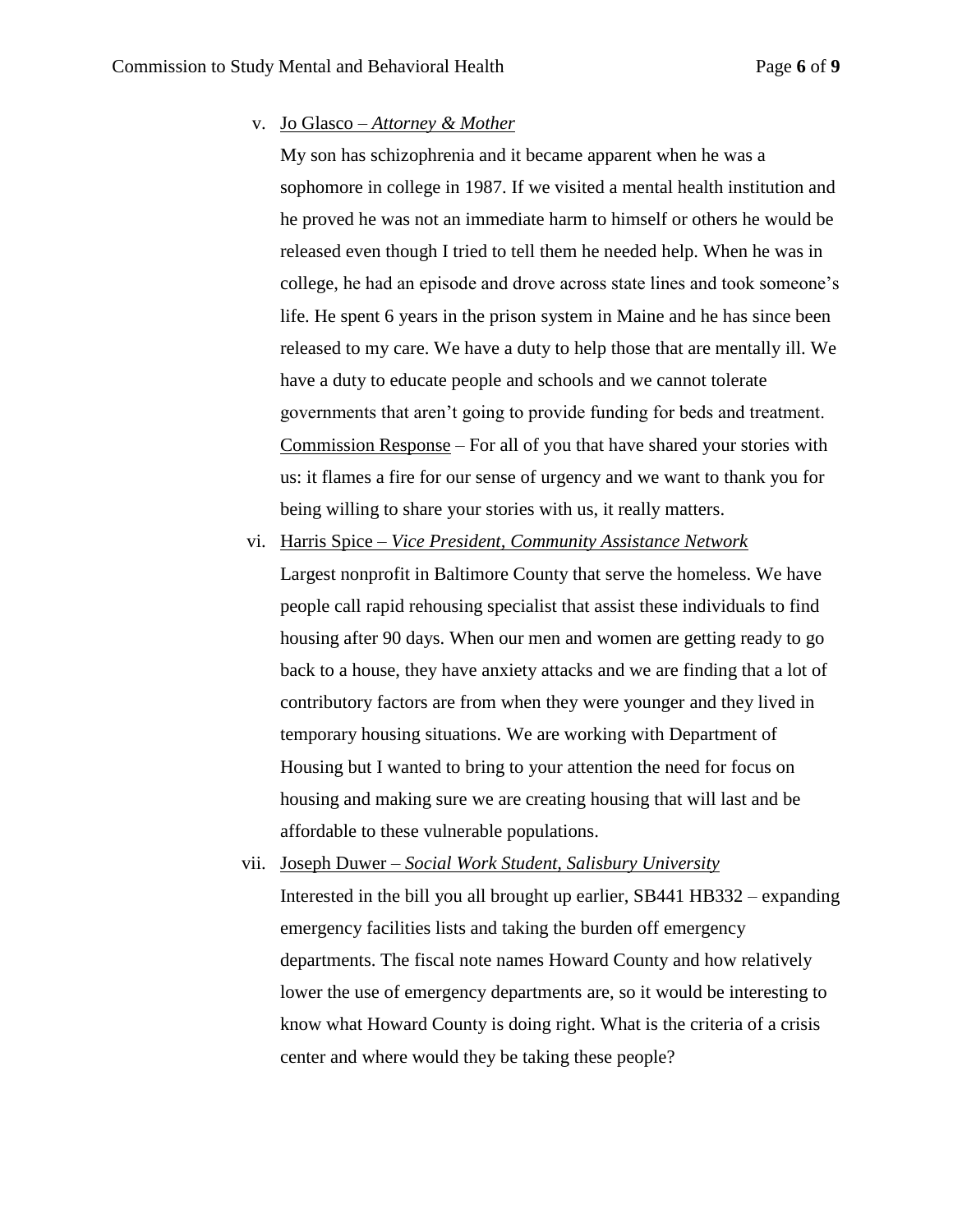v. Jo Glasco – *Attorney & Mother*

My son has schizophrenia and it became apparent when he was a sophomore in college in 1987. If we visited a mental health institution and he proved he was not an immediate harm to himself or others he would be released even though I tried to tell them he needed help. When he was in college, he had an episode and drove across state lines and took someone's life. He spent 6 years in the prison system in Maine and he has since been released to my care. We have a duty to help those that are mentally ill. We have a duty to educate people and schools and we cannot tolerate governments that aren't going to provide funding for beds and treatment.

Commission Response – For all of you that have shared your stories with us: it flames a fire for our sense of urgency and we want to thank you for being willing to share your stories with us, it really matters.

vi. Harris Spice – *Vice President, Community Assistance Network*

Largest nonprofit in Baltimore County that serve the homeless. We have people call rapid rehousing specialist that assist these individuals to find housing after 90 days. When our men and women are getting ready to go back to a house, they have anxiety attacks and we are finding that a lot of contributory factors are from when they were younger and they lived in temporary housing situations. We are working with Department of Housing but I wanted to bring to your attention the need for focus on housing and making sure we are creating housing that will last and be affordable to these vulnerable populations.

vii. Joseph Duwer – *Social Work Student, Salisbury University*

Interested in the bill you all brought up earlier, SB441 HB332 – expanding emergency facilities lists and taking the burden off emergency departments. The fiscal note names Howard County and how relatively lower the use of emergency departments are, so it would be interesting to know what Howard County is doing right. What is the criteria of a crisis center and where would they be taking these people?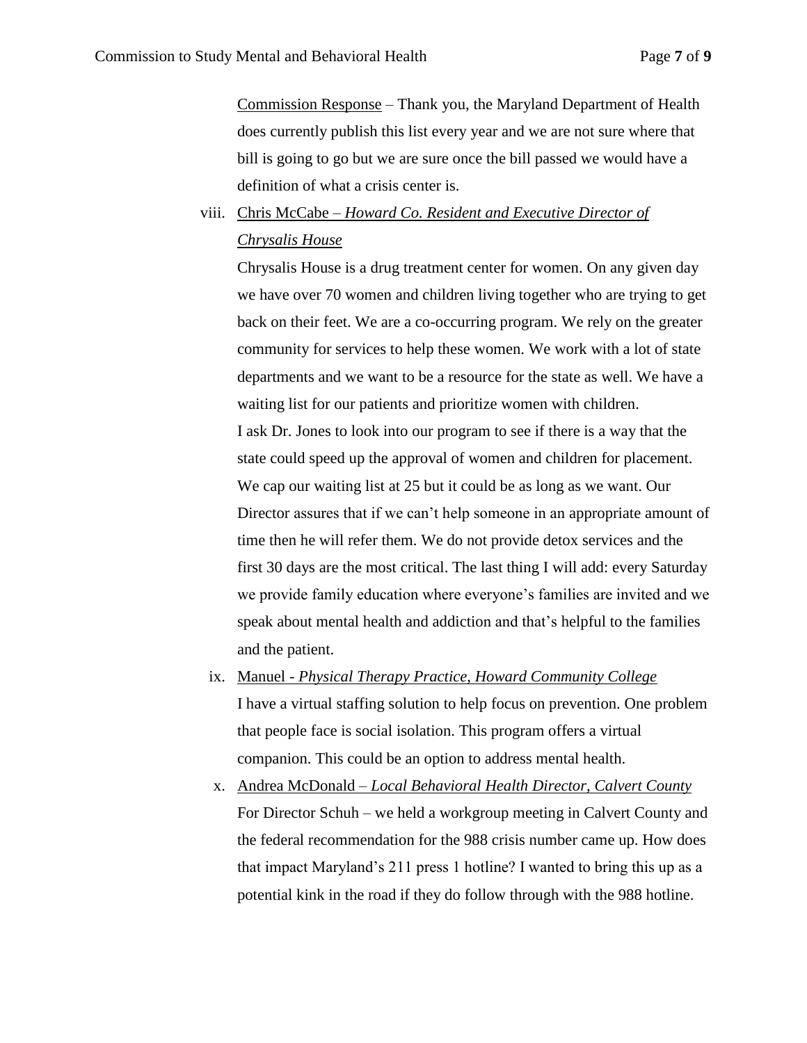Commission Response – Thank you, the Maryland Department of Health does currently publish this list every year and we are not sure where that bill is going to go but we are sure once the bill passed we would have a definition of what a crisis center is.

viii. Chris McCabe – *Howard Co. Resident and Executive Director of Chrysalis House*

Chrysalis House is a drug treatment center for women. On any given day we have over 70 women and children living together who are trying to get back on their feet. We are a co-occurring program. We rely on the greater community for services to help these women. We work with a lot of state departments and we want to be a resource for the state as well. We have a waiting list for our patients and prioritize women with children.

I ask Dr. Jones to look into our program to see if there is a way that the state could speed up the approval of women and children for placement. We cap our waiting list at 25 but it could be as long as we want. Our Director assures that if we can't help someone in an appropriate amount of time then he will refer them. We do not provide detox services and the first 30 days are the most critical. The last thing I will add: every Saturday we provide family education where everyone's families are invited and we speak about mental health and addiction and that's helpful to the families and the patient.

ix. Manuel - *Physical Therapy Practice, Howard Community College*

I have a virtual staffing solution to help focus on prevention. One problem that people face is social isolation. This program offers a virtual companion. This could be an option to address mental health.

x. Andrea McDonald – *Local Behavioral Health Director, Calvert County*

For Director Schuh – we held a workgroup meeting in Calvert County and the federal recommendation for the 988 crisis number came up. How does that impact Maryland's 211 press 1 hotline? I wanted to bring this up as a potential kink in the road if they do follow through with the 988 hotline.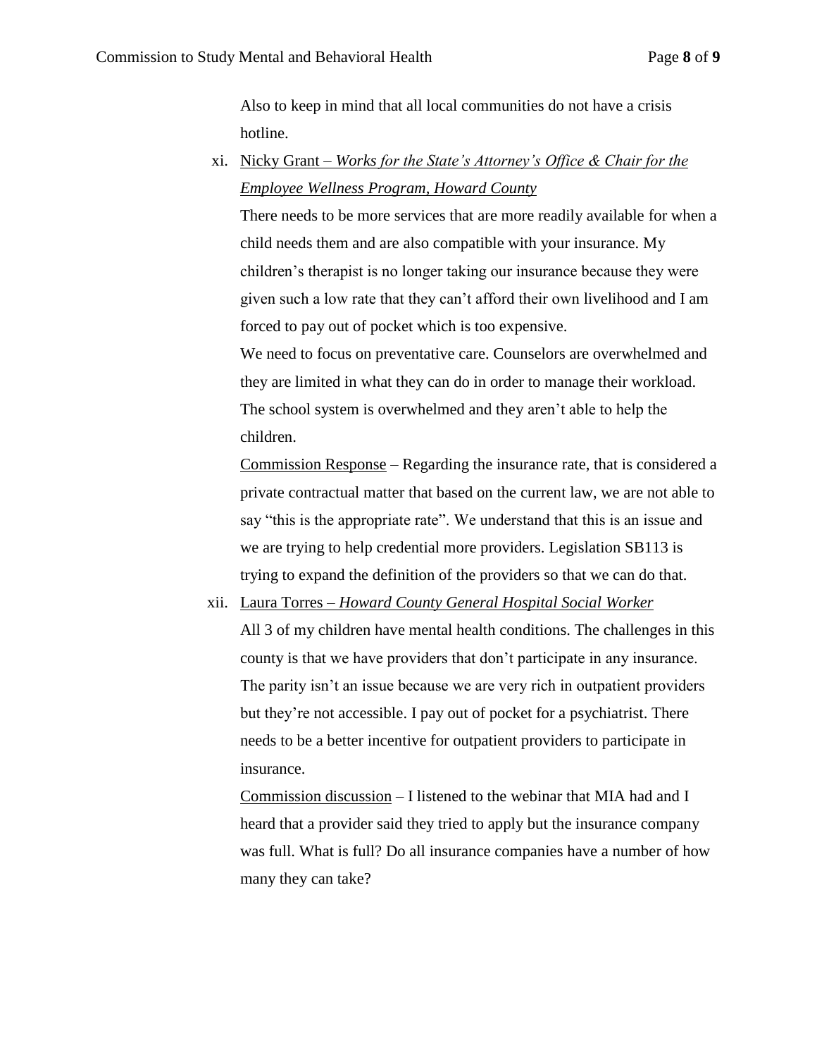Also to keep in mind that all local communities do not have a crisis hotline.

xi. <u>Nicky Grant – *Works for the State's Attorney's Office & Chair for the Employee Wellness Program, Howard County*</u>

There needs to be more services that are more readily available for when a child needs them and are also compatible with your insurance. My children's therapist is no longer taking our insurance because they were given such a low rate that they can't afford their own livelihood and I am forced to pay out of pocket which is too expensive.

We need to focus on preventative care. Counselors are overwhelmed and they are limited in what they can do in order to manage their workload. The school system is overwhelmed and they aren't able to help the children.

<u>Commission Response</u> – Regarding the insurance rate, that is considered a private contractual matter that based on the current law, we are not able to say "this is the appropriate rate". We understand that this is an issue and we are trying to help credential more providers. Legislation SB113 is trying to expand the definition of the providers so that we can do that.

xii. <u>Laura Torres – *Howard County General Hospital Social Worker*</u>

All 3 of my children have mental health conditions. The challenges in this county is that we have providers that don't participate in any insurance. The parity isn't an issue because we are very rich in outpatient providers but they're not accessible. I pay out of pocket for a psychiatrist. There needs to be a better incentive for outpatient providers to participate in insurance.

<u>Commission discussion</u> – I listened to the webinar that MIA had and I heard that a provider said they tried to apply but the insurance company was full. What is full? Do all insurance companies have a number of how many they can take?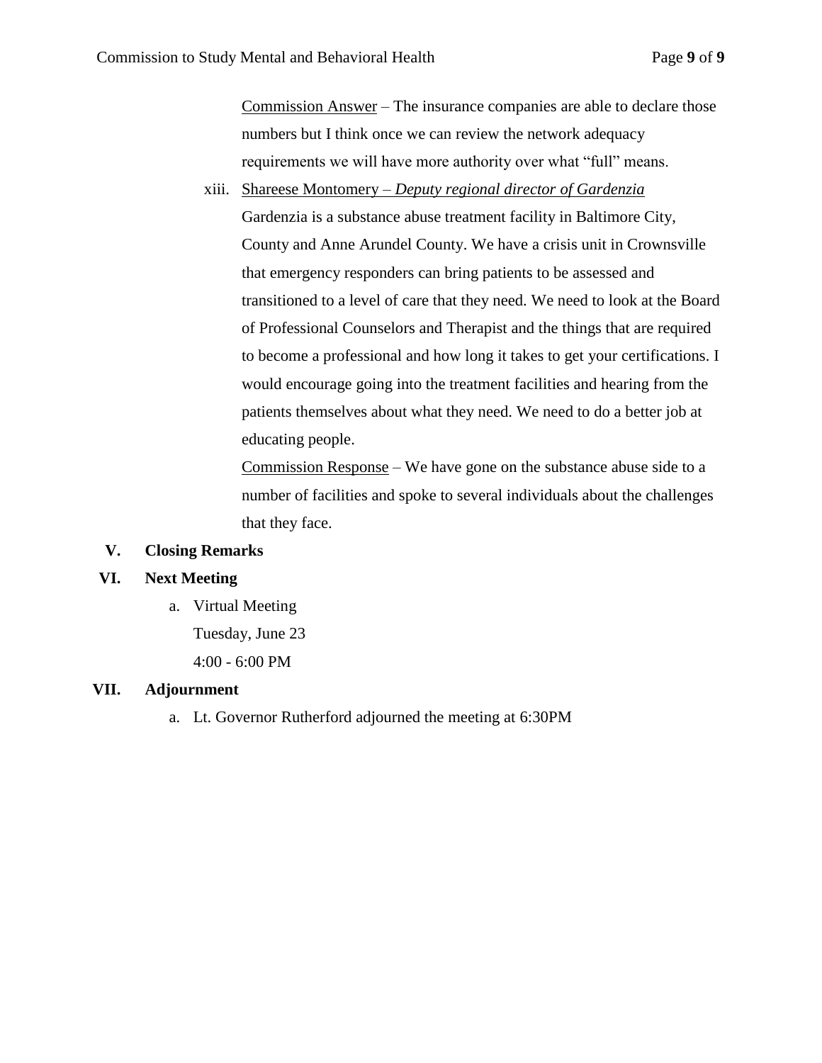Commission Answer – The insurance companies are able to declare those numbers but I think once we can review the network adequacy requirements we will have more authority over what "full" means.

xiii. Shareese Montomery – *Deputy regional director of Gardenzia*

Gardenzia is a substance abuse treatment facility in Baltimore City, County and Anne Arundel County. We have a crisis unit in Crownsville that emergency responders can bring patients to be assessed and transitioned to a level of care that they need. We need to look at the Board of Professional Counselors and Therapist and the things that are required to become a professional and how long it takes to get your certifications. I would encourage going into the treatment facilities and hearing from the patients themselves about what they need. We need to do a better job at educating people.

Commission Response – We have gone on the substance abuse side to a number of facilities and spoke to several individuals about the challenges that they face.

## V. Closing Remarks

## VI. Next Meeting

a. Virtual Meeting
   Tuesday, June 23
   4:00 - 6:00 PM

## VII. Adjournment

a. Lt. Governor Rutherford adjourned the meeting at 6:30PM